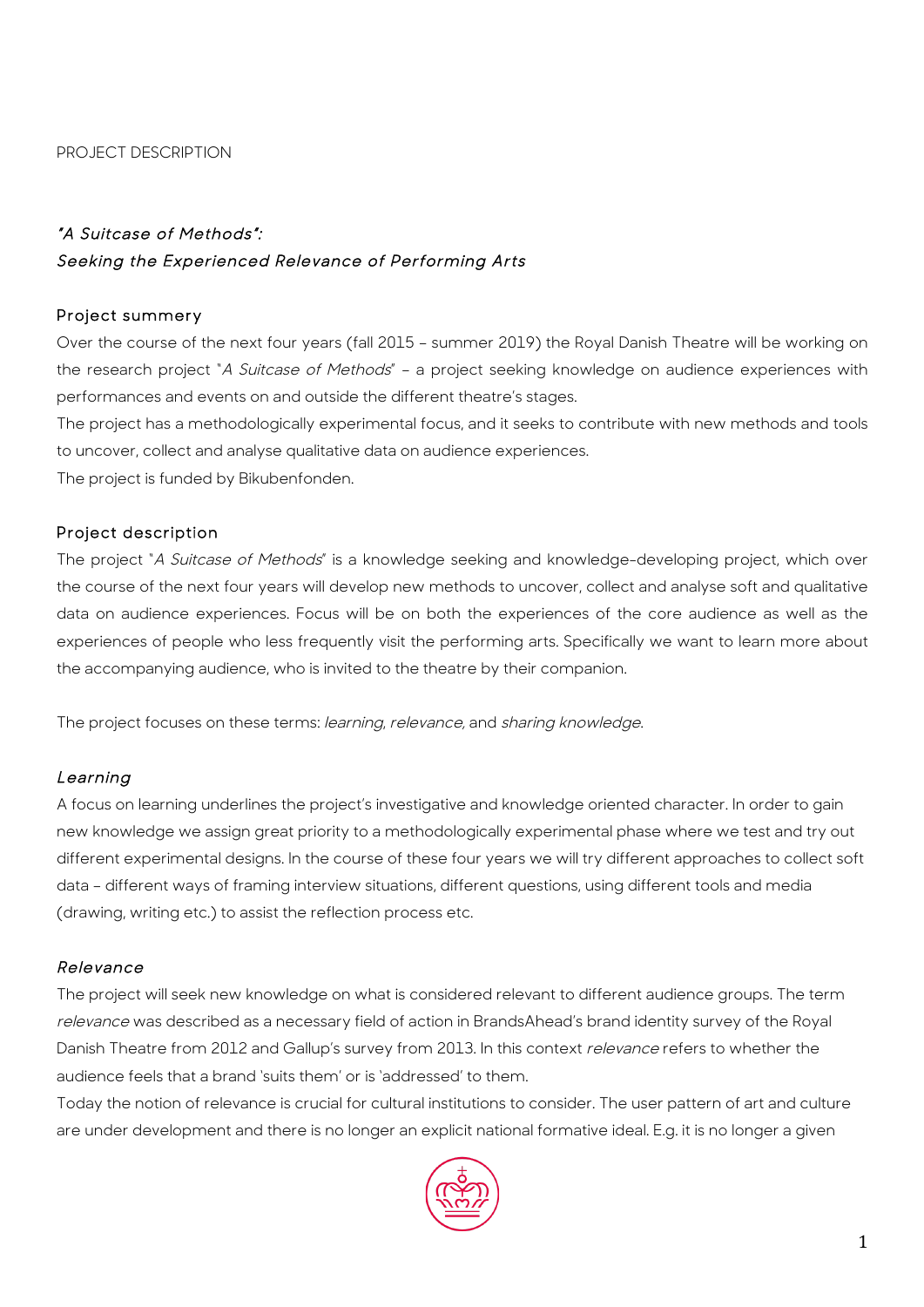PROJECT DESCRIPTION

## *"A Suitcase of Methods":*
## *Seeking the Experienced Relevance of Performing Arts*

### Project summery

Over the course of the next four years (fall 2015 – summer 2019) the Royal Danish Theatre will be working on the research project "*A Suitcase of Methods*" – a project seeking knowledge on audience experiences with performances and events on and outside the different theatre's stages.
The project has a methodologically experimental focus, and it seeks to contribute with new methods and tools to uncover, collect and analyse qualitative data on audience experiences.
The project is funded by Bikubenfonden.

### Project description

The project "*A Suitcase of Methods*" is a knowledge seeking and knowledge-developing project, which over the course of the next four years will develop new methods to uncover, collect and analyse soft and qualitative data on audience experiences. Focus will be on both the experiences of the core audience as well as the experiences of people who less frequently visit the performing arts. Specifically we want to learn more about the accompanying audience, who is invited to the theatre by their companion.

The project focuses on these terms: *learning*, *relevance,* and *sharing knowledge*.

### *Learning*

A focus on learning underlines the project's investigative and knowledge oriented character. In order to gain new knowledge we assign great priority to a methodologically experimental phase where we test and try out different experimental designs. In the course of these four years we will try different approaches to collect soft data – different ways of framing interview situations, different questions, using different tools and media (drawing, writing etc.) to assist the reflection process etc.

### *Relevance*

The project will seek new knowledge on what is considered relevant to different audience groups. The term *relevance* was described as a necessary field of action in BrandsAhead's brand identity survey of the Royal Danish Theatre from 2012 and Gallup's survey from 2013. In this context *relevance* refers to whether the audience feels that a brand 'suits them' or is 'addressed' to them.
Today the notion of relevance is crucial for cultural institutions to consider. The user pattern of art and culture are under development and there is no longer an explicit national formative ideal. E.g. it is no longer a given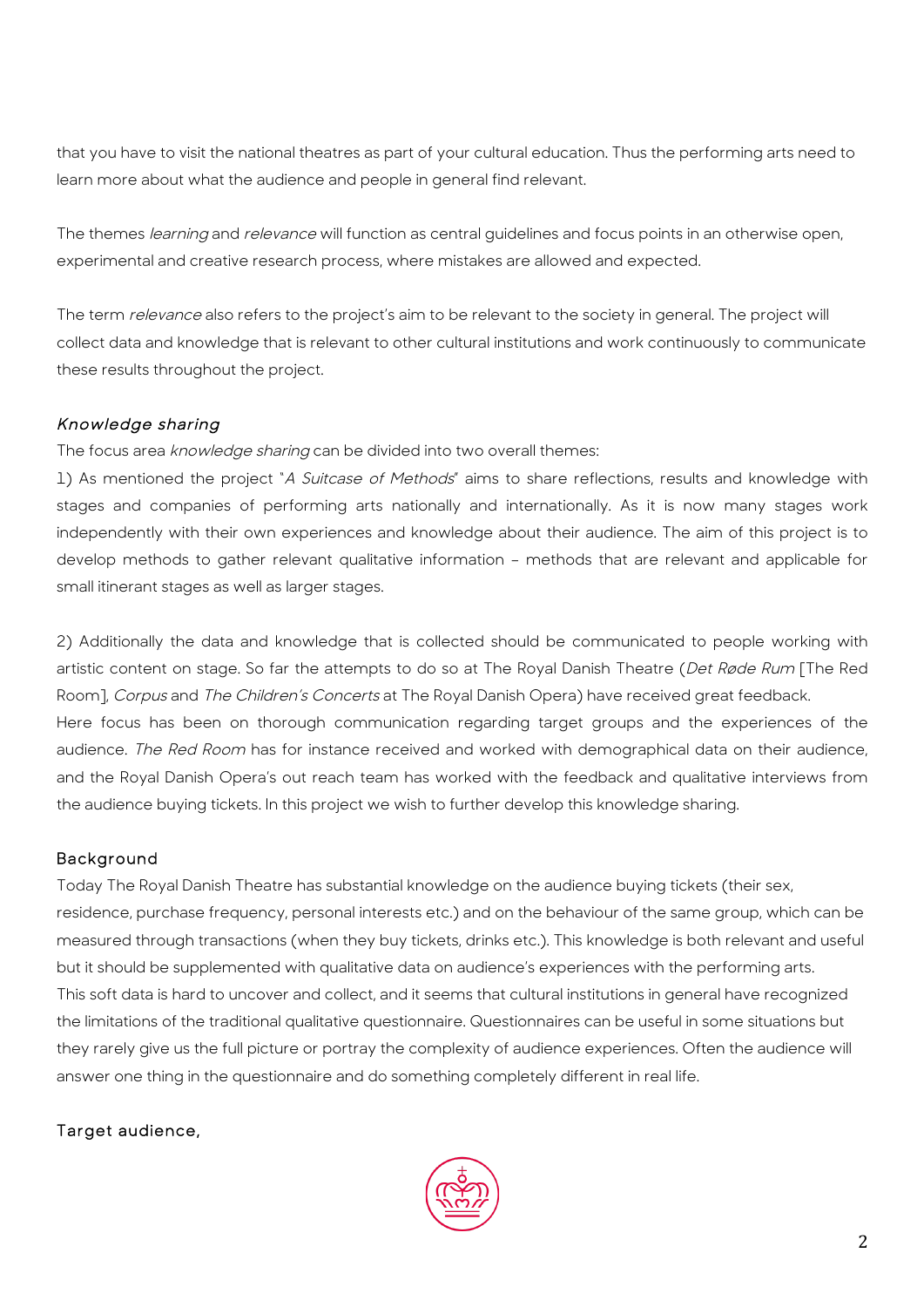that you have to visit the national theatres as part of your cultural education. Thus the performing arts need to learn more about what the audience and people in general find relevant.

The themes *learning* and *relevance* will function as central guidelines and focus points in an otherwise open, experimental and creative research process, where mistakes are allowed and expected.

The term *relevance* also refers to the project's aim to be relevant to the society in general. The project will collect data and knowledge that is relevant to other cultural institutions and work continuously to communicate these results throughout the project.

### *Knowledge sharing*

The focus area *knowledge sharing* can be divided into two overall themes:

1) As mentioned the project "*A Suitcase of Methods*" aims to share reflections, results and knowledge with stages and companies of performing arts nationally and internationally. As it is now many stages work independently with their own experiences and knowledge about their audience. The aim of this project is to develop methods to gather relevant qualitative information – methods that are relevant and applicable for small itinerant stages as well as larger stages.

2) Additionally the data and knowledge that is collected should be communicated to people working with artistic content on stage. So far the attempts to do so at The Royal Danish Theatre (*Det Røde Rum* [The Red Room], *Corpus* and *The Children's Concerts* at The Royal Danish Opera) have received great feedback.
Here focus has been on thorough communication regarding target groups and the experiences of the audience. *The Red Room* has for instance received and worked with demographical data on their audience, and the Royal Danish Opera's out reach team has worked with the feedback and qualitative interviews from the audience buying tickets. In this project we wish to further develop this knowledge sharing.

### Background

Today The Royal Danish Theatre has substantial knowledge on the audience buying tickets (their sex, residence, purchase frequency, personal interests etc.) and on the behaviour of the same group, which can be measured through transactions (when they buy tickets, drinks etc.). This knowledge is both relevant and useful but it should be supplemented with qualitative data on audience's experiences with the performing arts.
This soft data is hard to uncover and collect, and it seems that cultural institutions in general have recognized the limitations of the traditional qualitative questionnaire. Questionnaires can be useful in some situations but they rarely give us the full picture or portray the complexity of audience experiences. Often the audience will answer one thing in the questionnaire and do something completely different in real life.

### Target audience,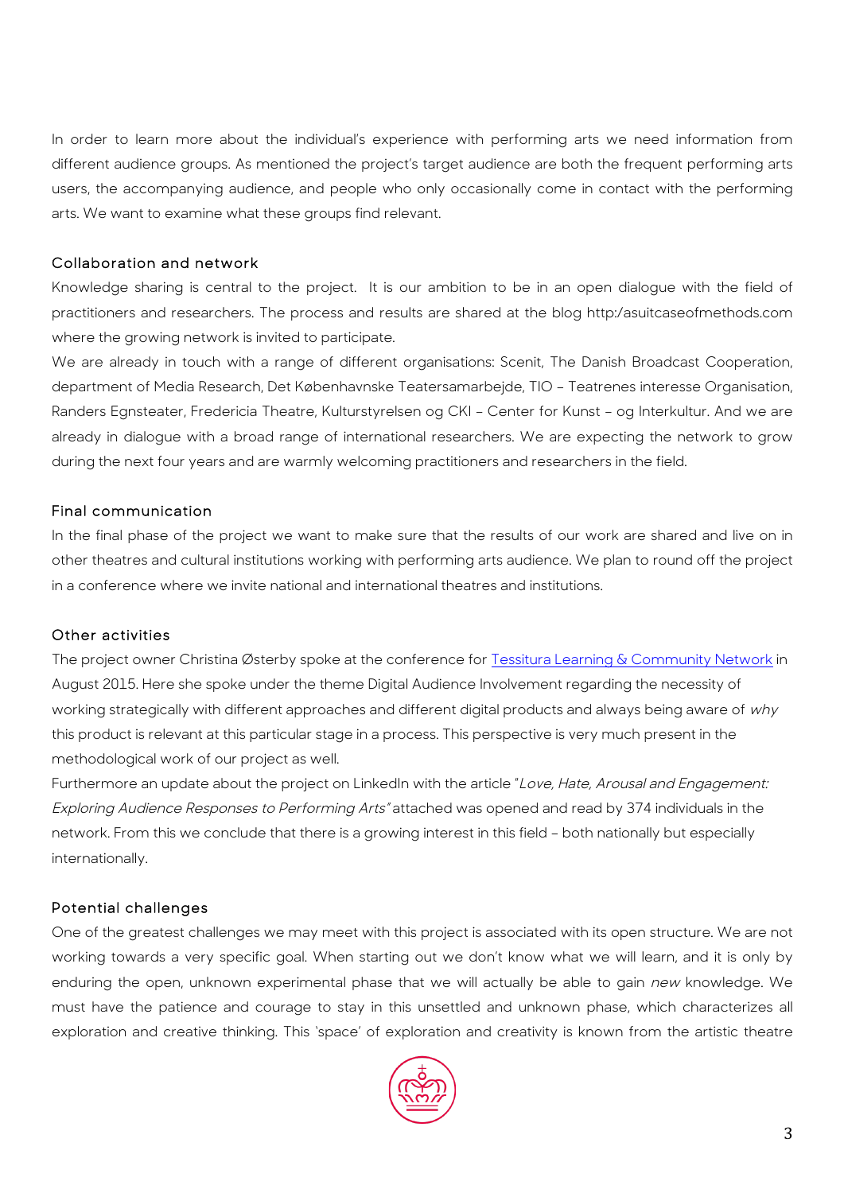In order to learn more about the individual's experience with performing arts we need information from different audience groups. As mentioned the project's target audience are both the frequent performing arts users, the accompanying audience, and people who only occasionally come in contact with the performing arts. We want to examine what these groups find relevant.

### Collaboration and network

Knowledge sharing is central to the project. It is our ambition to be in an open dialogue with the field of practitioners and researchers. The process and results are shared at the blog http:/asuitcaseofmethods.com where the growing network is invited to participate.

We are already in touch with a range of different organisations: Scenit, The Danish Broadcast Cooperation, department of Media Research, Det Københavnske Teatersamarbejde, TIO – Teatrenes interesse Organisation, Randers Egnsteater, Fredericia Theatre, Kulturstyrelsen og CKI – Center for Kunst – og Interkultur. And we are already in dialogue with a broad range of international researchers. We are expecting the network to grow during the next four years and are warmly welcoming practitioners and researchers in the field.

### Final communication

In the final phase of the project we want to make sure that the results of our work are shared and live on in other theatres and cultural institutions working with performing arts audience. We plan to round off the project in a conference where we invite national and international theatres and institutions.

### Other activities

The project owner Christina Østerby spoke at the conference for Tessitura Learning & Community Network in August 2015. Here she spoke under the theme Digital Audience Involvement regarding the necessity of working strategically with different approaches and different digital products and always being aware of *why* this product is relevant at this particular stage in a process. This perspective is very much present in the methodological work of our project as well.

Furthermore an update about the project on LinkedIn with the article "*Love, Hate, Arousal and Engagement: Exploring Audience Responses to Performing Arts*" attached was opened and read by 374 individuals in the network. From this we conclude that there is a growing interest in this field – both nationally but especially internationally.

### Potential challenges

One of the greatest challenges we may meet with this project is associated with its open structure. We are not working towards a very specific goal. When starting out we don't know what we will learn, and it is only by enduring the open, unknown experimental phase that we will actually be able to gain *new* knowledge. We must have the patience and courage to stay in this unsettled and unknown phase, which characterizes all exploration and creative thinking. This 'space' of exploration and creativity is known from the artistic theatre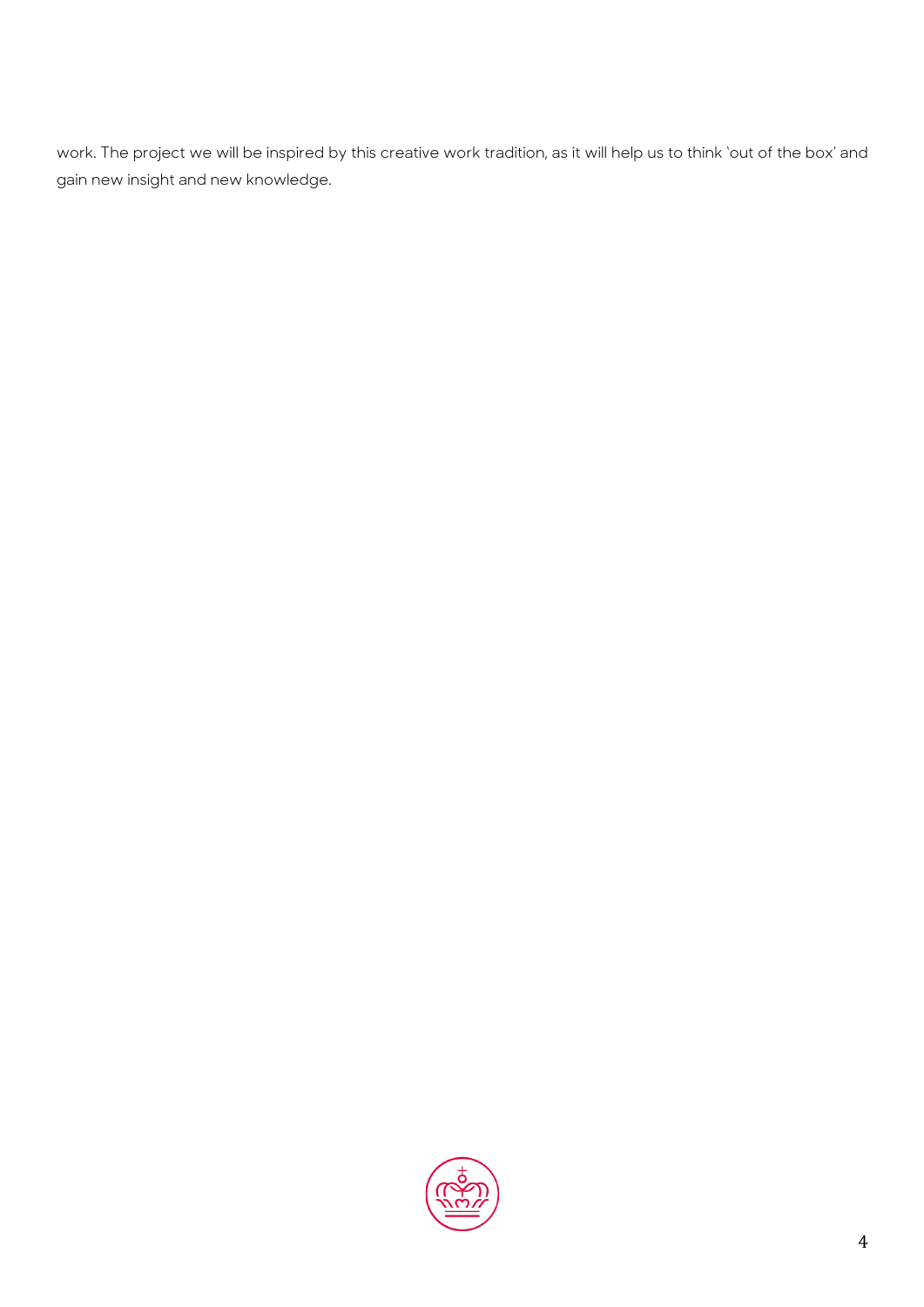work. The project we will be inspired by this creative work tradition, as it will help us to think 'out of the box' and gain new insight and new knowledge.